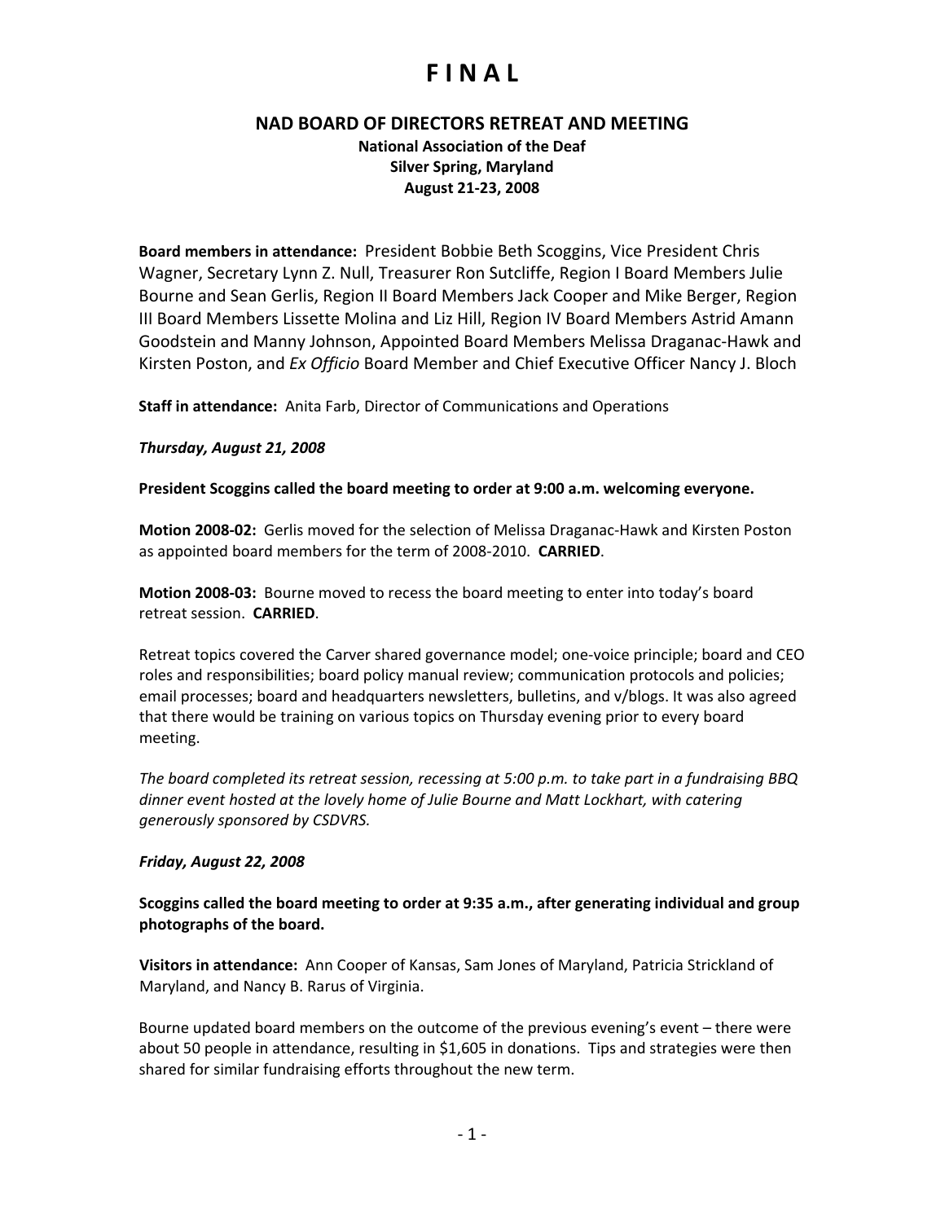# F I N A L

## NAD BOARD OF DIRECTORS RETREAT AND MEETING

**National Association of the Deaf**
**Silver Spring, Maryland**
**August 21-23, 2008**

**Board members in attendance:** President Bobbie Beth Scoggins, Vice President Chris Wagner, Secretary Lynn Z. Null, Treasurer Ron Sutcliffe, Region I Board Members Julie Bourne and Sean Gerlis, Region II Board Members Jack Cooper and Mike Berger, Region III Board Members Lissette Molina and Liz Hill, Region IV Board Members Astrid Amann Goodstein and Manny Johnson, Appointed Board Members Melissa Draganac-Hawk and Kirsten Poston, and *Ex Officio* Board Member and Chief Executive Officer Nancy J. Bloch

**Staff in attendance:** Anita Farb, Director of Communications and Operations

***Thursday, August 21, 2008***

**President Scoggins called the board meeting to order at 9:00 a.m. welcoming everyone.**

**Motion 2008-02:** Gerlis moved for the selection of Melissa Draganac-Hawk and Kirsten Poston as appointed board members for the term of 2008-2010. **CARRIED**.

**Motion 2008-03:** Bourne moved to recess the board meeting to enter into today's board retreat session. **CARRIED**.

Retreat topics covered the Carver shared governance model; one-voice principle; board and CEO roles and responsibilities; board policy manual review; communication protocols and policies; email processes; board and headquarters newsletters, bulletins, and v/blogs. It was also agreed that there would be training on various topics on Thursday evening prior to every board meeting.

*The board completed its retreat session, recessing at 5:00 p.m. to take part in a fundraising BBQ dinner event hosted at the lovely home of Julie Bourne and Matt Lockhart, with catering generously sponsored by CSDVRS.*

***Friday, August 22, 2008***

**Scoggins called the board meeting to order at 9:35 a.m., after generating individual and group photographs of the board.**

**Visitors in attendance:** Ann Cooper of Kansas, Sam Jones of Maryland, Patricia Strickland of Maryland, and Nancy B. Rarus of Virginia.

Bourne updated board members on the outcome of the previous evening's event – there were about 50 people in attendance, resulting in $1,605 in donations. Tips and strategies were then shared for similar fundraising efforts throughout the new term.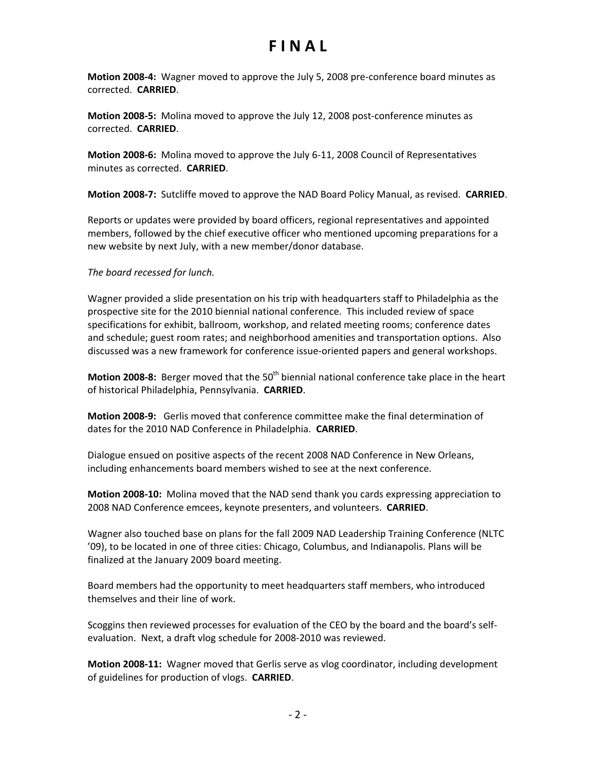# F I N A L

**Motion 2008-4:** Wagner moved to approve the July 5, 2008 pre-conference board minutes as corrected. **CARRIED**.

**Motion 2008-5:** Molina moved to approve the July 12, 2008 post-conference minutes as corrected. **CARRIED**.

**Motion 2008-6:** Molina moved to approve the July 6-11, 2008 Council of Representatives minutes as corrected. **CARRIED**.

**Motion 2008-7:** Sutcliffe moved to approve the NAD Board Policy Manual, as revised. **CARRIED**.

Reports or updates were provided by board officers, regional representatives and appointed members, followed by the chief executive officer who mentioned upcoming preparations for a new website by next July, with a new member/donor database.

*The board recessed for lunch.*

Wagner provided a slide presentation on his trip with headquarters staff to Philadelphia as the prospective site for the 2010 biennial national conference. This included review of space specifications for exhibit, ballroom, workshop, and related meeting rooms; conference dates and schedule; guest room rates; and neighborhood amenities and transportation options. Also discussed was a new framework for conference issue-oriented papers and general workshops.

**Motion 2008-8:** Berger moved that the 50th biennial national conference take place in the heart of historical Philadelphia, Pennsylvania. **CARRIED**.

**Motion 2008-9:** Gerlis moved that conference committee make the final determination of dates for the 2010 NAD Conference in Philadelphia. **CARRIED**.

Dialogue ensued on positive aspects of the recent 2008 NAD Conference in New Orleans, including enhancements board members wished to see at the next conference.

**Motion 2008-10:** Molina moved that the NAD send thank you cards expressing appreciation to 2008 NAD Conference emcees, keynote presenters, and volunteers. **CARRIED**.

Wagner also touched base on plans for the fall 2009 NAD Leadership Training Conference (NLTC '09), to be located in one of three cities: Chicago, Columbus, and Indianapolis. Plans will be finalized at the January 2009 board meeting.

Board members had the opportunity to meet headquarters staff members, who introduced themselves and their line of work.

Scoggins then reviewed processes for evaluation of the CEO by the board and the board's self-evaluation. Next, a draft vlog schedule for 2008-2010 was reviewed.

**Motion 2008-11:** Wagner moved that Gerlis serve as vlog coordinator, including development of guidelines for production of vlogs. **CARRIED**.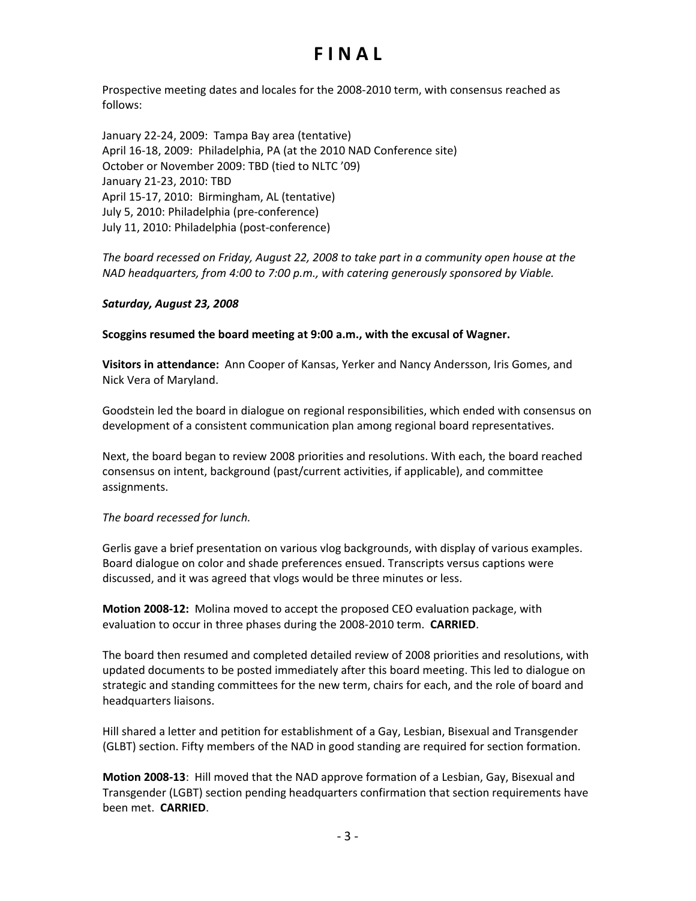# F I N A L

Prospective meeting dates and locales for the 2008-2010 term, with consensus reached as follows:

January 22-24, 2009: Tampa Bay area (tentative)
April 16-18, 2009: Philadelphia, PA (at the 2010 NAD Conference site)
October or November 2009: TBD (tied to NLTC '09)
January 21-23, 2010: TBD
April 15-17, 2010: Birmingham, AL (tentative)
July 5, 2010: Philadelphia (pre-conference)
July 11, 2010: Philadelphia (post-conference)

*The board recessed on Friday, August 22, 2008 to take part in a community open house at the NAD headquarters, from 4:00 to 7:00 p.m., with catering generously sponsored by Viable.*

***Saturday, August 23, 2008***

**Scoggins resumed the board meeting at 9:00 a.m., with the excusal of Wagner.**

**Visitors in attendance:** Ann Cooper of Kansas, Yerker and Nancy Andersson, Iris Gomes, and Nick Vera of Maryland.

Goodstein led the board in dialogue on regional responsibilities, which ended with consensus on development of a consistent communication plan among regional board representatives.

Next, the board began to review 2008 priorities and resolutions. With each, the board reached consensus on intent, background (past/current activities, if applicable), and committee assignments.

*The board recessed for lunch.*

Gerlis gave a brief presentation on various vlog backgrounds, with display of various examples. Board dialogue on color and shade preferences ensued. Transcripts versus captions were discussed, and it was agreed that vlogs would be three minutes or less.

**Motion 2008-12:** Molina moved to accept the proposed CEO evaluation package, with evaluation to occur in three phases during the 2008-2010 term. **CARRIED**.

The board then resumed and completed detailed review of 2008 priorities and resolutions, with updated documents to be posted immediately after this board meeting. This led to dialogue on strategic and standing committees for the new term, chairs for each, and the role of board and headquarters liaisons.

Hill shared a letter and petition for establishment of a Gay, Lesbian, Bisexual and Transgender (GLBT) section. Fifty members of the NAD in good standing are required for section formation.

**Motion 2008-13**: Hill moved that the NAD approve formation of a Lesbian, Gay, Bisexual and Transgender (LGBT) section pending headquarters confirmation that section requirements have been met. **CARRIED**.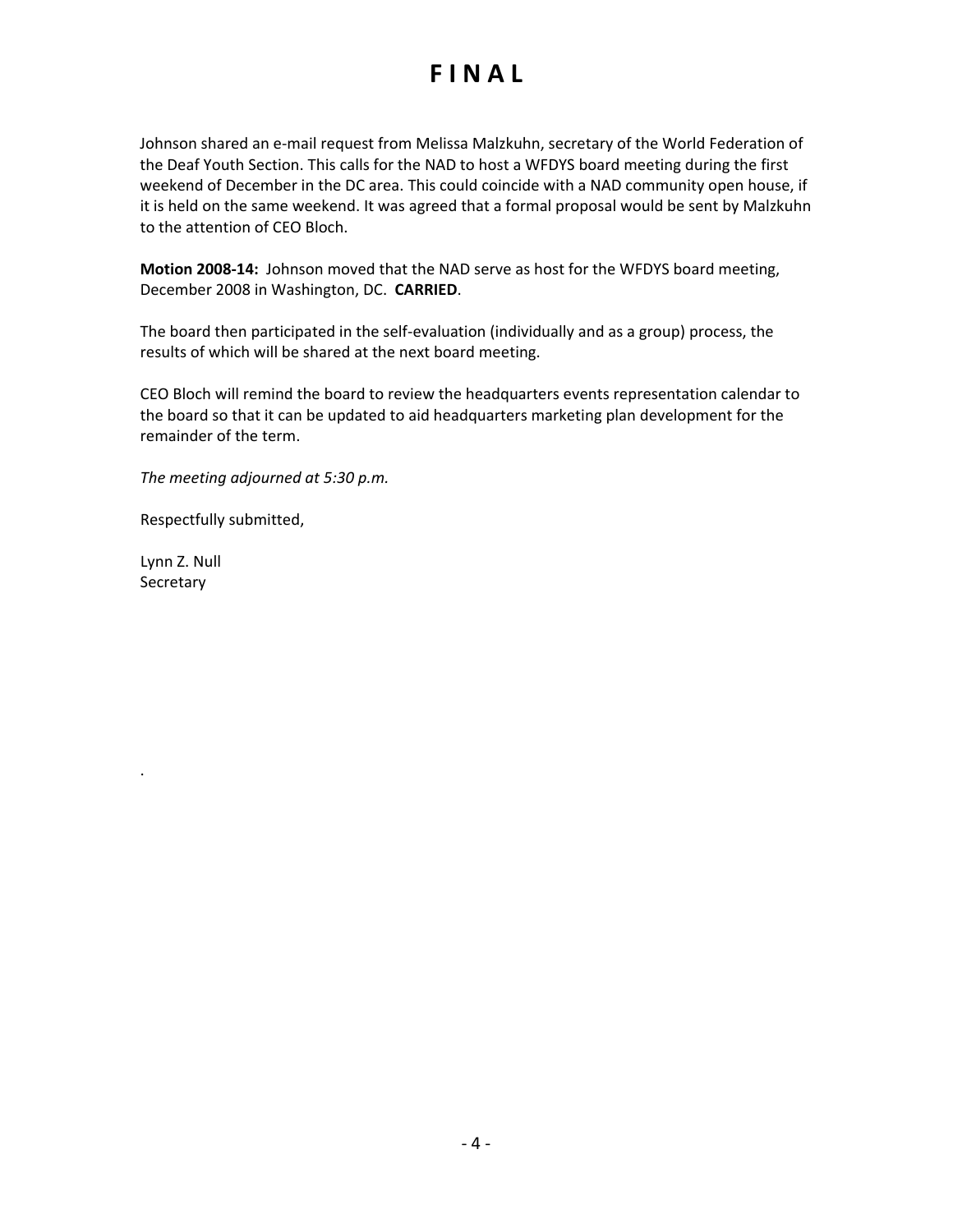# F I N A L

Johnson shared an e-mail request from Melissa Malzkuhn, secretary of the World Federation of the Deaf Youth Section. This calls for the NAD to host a WFDYS board meeting during the first weekend of December in the DC area. This could coincide with a NAD community open house, if it is held on the same weekend. It was agreed that a formal proposal would be sent by Malzkuhn to the attention of CEO Bloch.

**Motion 2008-14:** Johnson moved that the NAD serve as host for the WFDYS board meeting, December 2008 in Washington, DC. **CARRIED**.

The board then participated in the self-evaluation (individually and as a group) process, the results of which will be shared at the next board meeting.

CEO Bloch will remind the board to review the headquarters events representation calendar to the board so that it can be updated to aid headquarters marketing plan development for the remainder of the term.

*The meeting adjourned at 5:30 p.m.*

Respectfully submitted,

Lynn Z. Null
Secretary

.